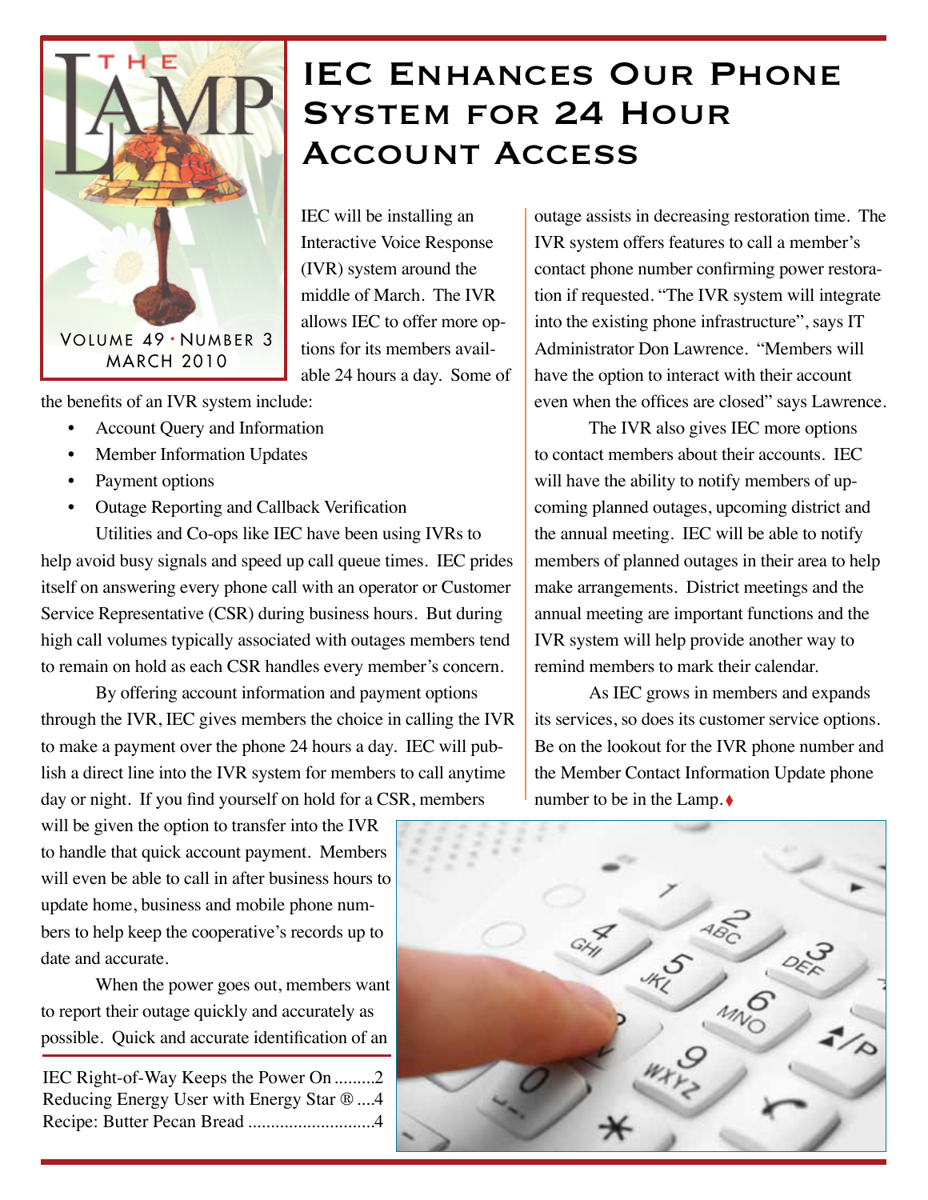# The Lamp

Volume 49 • Number 3
March 2010

# IEC Enhances Our Phone System for 24 Hour Account Access

IEC will be installing an Interactive Voice Response (IVR) system around the middle of March. The IVR allows IEC to offer more options for its members available 24 hours a day. Some of the benefits of an IVR system include:

- Account Query and Information
- Member Information Updates
- Payment options
- Outage Reporting and Callback Verification

Utilities and Co-ops like IEC have been using IVRs to help avoid busy signals and speed up call queue times. IEC prides itself on answering every phone call with an operator or Customer Service Representative (CSR) during business hours. But during high call volumes typically associated with outages members tend to remain on hold as each CSR handles every member's concern.

By offering account information and payment options through the IVR, IEC gives members the choice in calling the IVR to make a payment over the phone 24 hours a day. IEC will publish a direct line into the IVR system for members to call anytime day or night. If you find yourself on hold for a CSR, members will be given the option to transfer into the IVR to handle that quick account payment. Members will even be able to call in after business hours to update home, business and mobile phone numbers to help keep the cooperative's records up to date and accurate.

When the power goes out, members want to report their outage quickly and accurately as possible. Quick and accurate identification of an outage assists in decreasing restoration time. The IVR system offers features to call a member's contact phone number confirming power restoration if requested. "The IVR system will integrate into the existing phone infrastructure", says IT Administrator Don Lawrence. "Members will have the option to interact with their account even when the offices are closed" says Lawrence.

The IVR also gives IEC more options to contact members about their accounts. IEC will have the ability to notify members of upcoming planned outages, upcoming district and the annual meeting. IEC will be able to notify members of planned outages in their area to help make arrangements. District meetings and the annual meeting are important functions and the IVR system will help provide another way to remind members to mark their calendar.

As IEC grows in members and expands its services, so does its customer service options. Be on the lookout for the IVR phone number and the Member Contact Information Update phone number to be in the Lamp. ♦

IEC Right-of-Way Keeps the Power On .........2
Reducing Energy User with Energy Star ® ....4
Recipe: Butter Pecan Bread ............................4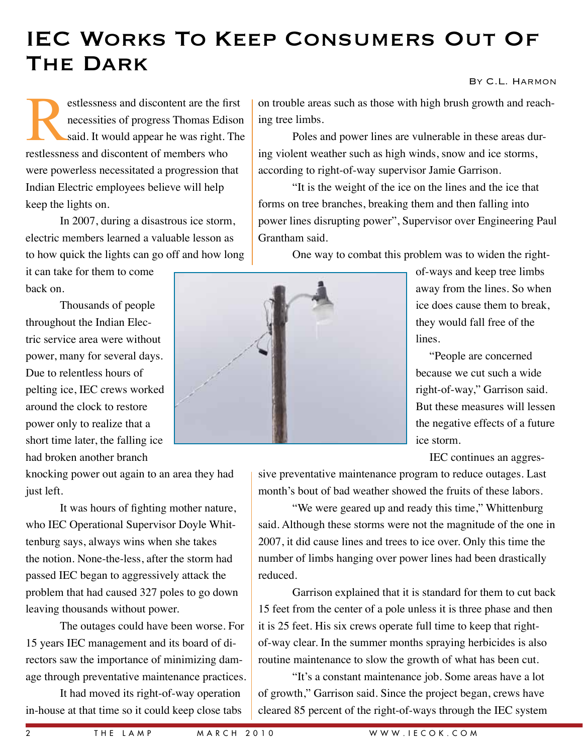# IEC Works To Keep Consumers Out Of The Dark

By C.L. Harmon

Restlessness and discontent are the first necessities of progress Thomas Edison said. It would appear he was right. The restlessness and discontent of members who were powerless necessitated a progression that Indian Electric employees believe will help keep the lights on.

In 2007, during a disastrous ice storm, electric members learned a valuable lesson as to how quick the lights can go off and how long it can take for them to come back on.

Thousands of people throughout the Indian Electric service area were without power, many for several days. Due to relentless hours of pelting ice, IEC crews worked around the clock to restore power only to realize that a short time later, the falling ice had broken another branch knocking power out again to an area they had just left.

It was hours of fighting mother nature, who IEC Operational Supervisor Doyle Whittenburg says, always wins when she takes the notion. None-the-less, after the storm had passed IEC began to aggressively attack the problem that had caused 327 poles to go down leaving thousands without power.

The outages could have been worse. For 15 years IEC management and its board of directors saw the importance of minimizing damage through preventative maintenance practices.

It had moved its right-of-way operation in-house at that time so it could keep close tabs on trouble areas such as those with high brush growth and reaching tree limbs.

Poles and power lines are vulnerable in these areas during violent weather such as high winds, snow and ice storms, according to right-of-way supervisor Jamie Garrison.

"It is the weight of the ice on the lines and the ice that forms on tree branches, breaking them and then falling into power lines disrupting power", Supervisor over Engineering Paul Grantham said.

One way to combat this problem was to widen the right-of-ways and keep tree limbs away from the lines. So when ice does cause them to break, they would fall free of the lines.

"People are concerned because we cut such a wide right-of-way," Garrison said. But these measures will lessen the negative effects of a future ice storm.

IEC continues an aggressive preventative maintenance program to reduce outages. Last month's bout of bad weather showed the fruits of these labors.

"We were geared up and ready this time," Whittenburg said. Although these storms were not the magnitude of the one in 2007, it did cause lines and trees to ice over. Only this time the number of limbs hanging over power lines had been drastically reduced.

Garrison explained that it is standard for them to cut back 15 feet from the center of a pole unless it is three phase and then it is 25 feet. His six crews operate full time to keep that right-of-way clear. In the summer months spraying herbicides is also routine maintenance to slow the growth of what has been cut.

"It's a constant maintenance job. Some areas have a lot of growth," Garrison said. Since the project began, crews have cleared 85 percent of the right-of-ways through the IEC system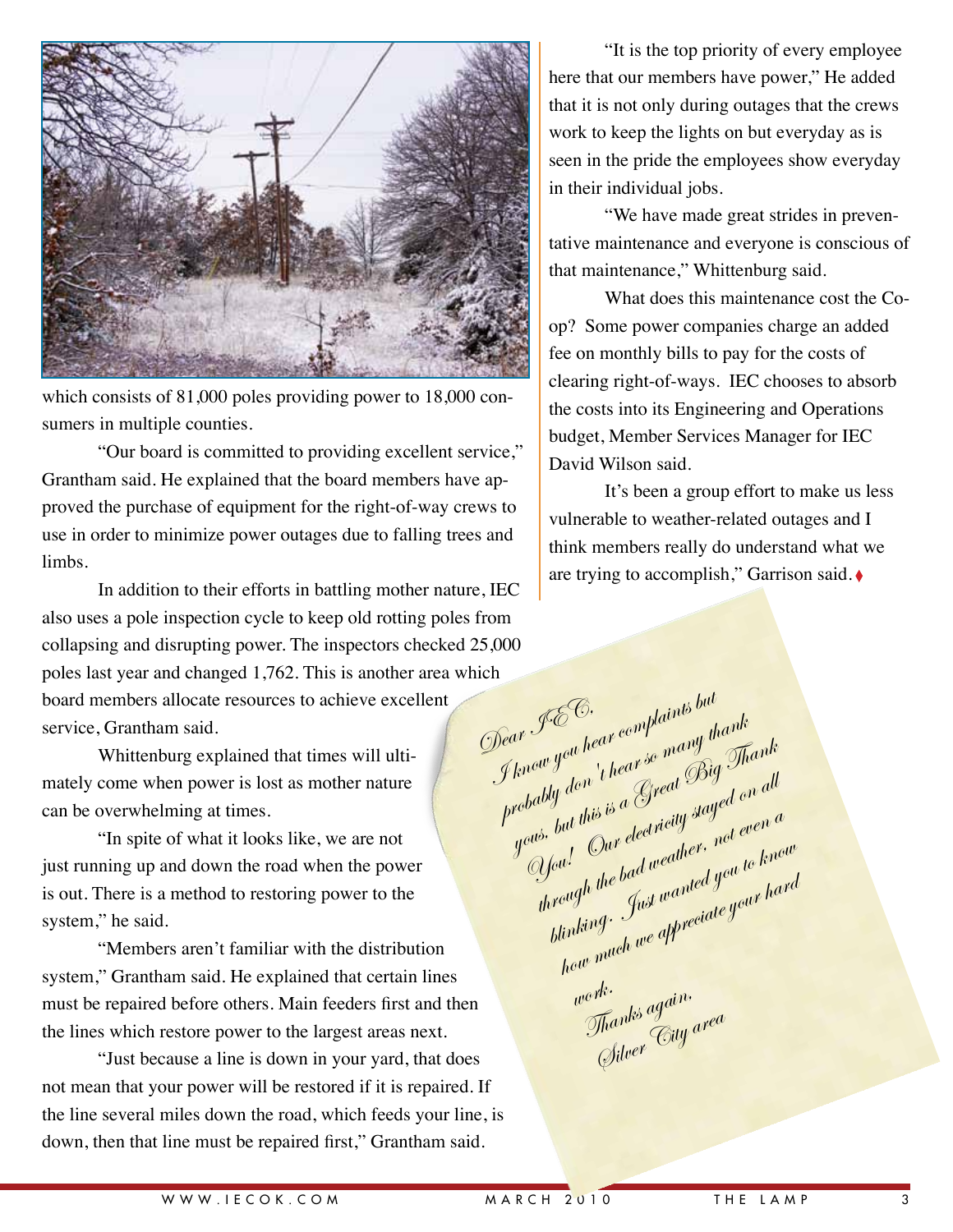which consists of 81,000 poles providing power to 18,000 consumers in multiple counties.

"Our board is committed to providing excellent service," Grantham said. He explained that the board members have approved the purchase of equipment for the right-of-way crews to use in order to minimize power outages due to falling trees and limbs.

In addition to their efforts in battling mother nature, IEC also uses a pole inspection cycle to keep old rotting poles from collapsing and disrupting power. The inspectors checked 25,000 poles last year and changed 1,762. This is another area which board members allocate resources to achieve excellent service, Grantham said.

Whittenburg explained that times will ultimately come when power is lost as mother nature can be overwhelming at times.

"In spite of what it looks like, we are not just running up and down the road when the power is out. There is a method to restoring power to the system," he said.

"Members aren't familiar with the distribution system," Grantham said. He explained that certain lines must be repaired before others. Main feeders first and then the lines which restore power to the largest areas next.

"Just because a line is down in your yard, that does not mean that your power will be restored if it is repaired. If the line several miles down the road, which feeds your line, is down, then that line must be repaired first," Grantham said.

"It is the top priority of every employee here that our members have power," He added that it is not only during outages that the crews work to keep the lights on but everyday as is seen in the pride the employees show everyday in their individual jobs.

"We have made great strides in preventative maintenance and everyone is conscious of that maintenance," Whittenburg said.

What does this maintenance cost the Co-op? Some power companies charge an added fee on monthly bills to pay for the costs of clearing right-of-ways. IEC chooses to absorb the costs into its Engineering and Operations budget, Member Services Manager for IEC David Wilson said.

It's been a group effort to make us less vulnerable to weather-related outages and I think members really do understand what we are trying to accomplish," Garrison said. ♦

*Dear IEC,*
*I know you hear complaints but probably don't hear so many thank yous, but this is a Great Big Thank You! Our electricity stayed on all through the bad weather, not even a blinking. Just wanted you to know how much we appreciate your hard work.*
*Thanks again,*
*Silver City area*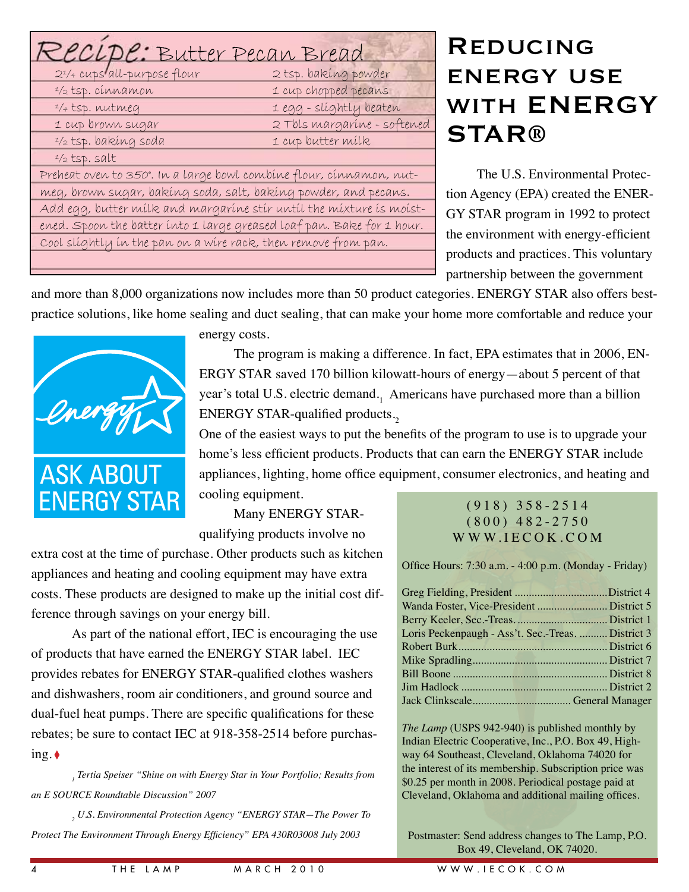# Recipe: Butter Pecan Bread

- 2¼ cups all-purpose flour
- ½ tsp. cinnamon
- ¼ tsp. nutmeg
- 1 cup brown sugar
- ½ tsp. baking soda
- ½ tsp. salt
- 2 tsp. baking powder
- 1 cup chopped pecans
- 1 egg - slightly beaten
- 2 Tbls margarine - softened
- 1 cup butter milk

Preheat oven to 350°. In a large bowl combine flour, cinnamon, nutmeg, brown sugar, baking soda, salt, baking powder, and pecans. Add egg, butter milk and margarine stir until the mixture is moistened. Spoon the batter into 1 large greased loaf pan. Bake for 1 hour. Cool slightly in the pan on a wire rack, then remove from pan.

# Reducing energy use with ENERGY STAR®

The U.S. Environmental Protection Agency (EPA) created the ENERGY STAR program in 1992 to protect the environment with energy-efficient products and practices. This voluntary partnership between the government and more than 8,000 organizations now includes more than 50 product categories. ENERGY STAR also offers best-practice solutions, like home sealing and duct sealing, that can make your home more comfortable and reduce your energy costs.

ASK ABOUT ENERGY STAR

The program is making a difference. In fact, EPA estimates that in 2006, ENERGY STAR saved 170 billion kilowatt-hours of energy—about 5 percent of that year's total U.S. electric demand.[1] Americans have purchased more than a billion ENERGY STAR-qualified products.[2]

One of the easiest ways to put the benefits of the program to use is to upgrade your home's less efficient products. Products that can earn the ENERGY STAR include appliances, lighting, home office equipment, consumer electronics, and heating and cooling equipment.

Many ENERGY STAR-qualifying products involve no extra cost at the time of purchase. Other products such as kitchen appliances and heating and cooling equipment may have extra costs. These products are designed to make up the initial cost difference through savings on your energy bill.

As part of the national effort, IEC is encouraging the use of products that have earned the ENERGY STAR label. IEC provides rebates for ENERGY STAR-qualified clothes washers and dishwashers, room air conditioners, and ground source and dual-fuel heat pumps. There are specific qualifications for these rebates; be sure to contact IEC at 918-358-2514 before purchasing. ♦

[1] *Tertia Speiser "Shine on with Energy Star in Your Portfolio; Results from an E SOURCE Roundtable Discussion" 2007*

[2] *U.S. Environmental Protection Agency "ENERGY STAR—The Power To Protect The Environment Through Energy Efficiency" EPA 430R03008 July 2003*

---

(918) 358-2514
(800) 482-2750
WWW.IECOK.COM

Office Hours: 7:30 a.m. - 4:00 p.m. (Monday - Friday)

| | |
|---|---|
| Greg Fielding, President | District 4 |
| Wanda Foster, Vice-President | District 5 |
| Berry Keeler, Sec.-Treas. | District 1 |
| Loris Peckenpaugh - Ass't. Sec.-Treas. | District 3 |
| Robert Burk | District 6 |
| Mike Spradling | District 7 |
| Bill Boone | District 8 |
| Jim Hadlock | District 2 |
| Jack Clinkscale | General Manager |

*The Lamp* (USPS 942-940) is published monthly by Indian Electric Cooperative, Inc., P.O. Box 49, Highway 64 Southeast, Cleveland, Oklahoma 74020 for the interest of its membership. Subscription price was $0.25 per month in 2008. Periodical postage paid at Cleveland, Oklahoma and additional mailing offices.

Postmaster: Send address changes to The Lamp, P.O. Box 49, Cleveland, OK 74020.